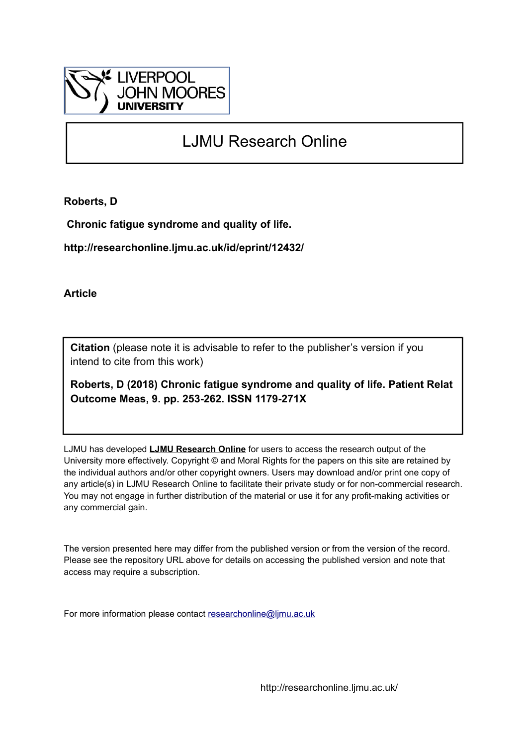LIVERPOOL JOHN MOORES UNIVERSITY

# LJMU Research Online

**Roberts, D**

**Chronic fatigue syndrome and quality of life.**

**http://researchonline.ljmu.ac.uk/id/eprint/12432/**

**Article**

**Citation** (please note it is advisable to refer to the publisher's version if you intend to cite from this work)

**Roberts, D (2018) Chronic fatigue syndrome and quality of life. Patient Relat Outcome Meas, 9. pp. 253-262. ISSN 1179-271X**

LJMU has developed **LJMU Research Online** for users to access the research output of the University more effectively. Copyright © and Moral Rights for the papers on this site are retained by the individual authors and/or other copyright owners. Users may download and/or print one copy of any article(s) in LJMU Research Online to facilitate their private study or for non-commercial research. You may not engage in further distribution of the material or use it for any profit-making activities or any commercial gain.

The version presented here may differ from the published version or from the version of the record. Please see the repository URL above for details on accessing the published version and note that access may require a subscription.

For more information please contact researchonline@ljmu.ac.uk

http://researchonline.ljmu.ac.uk/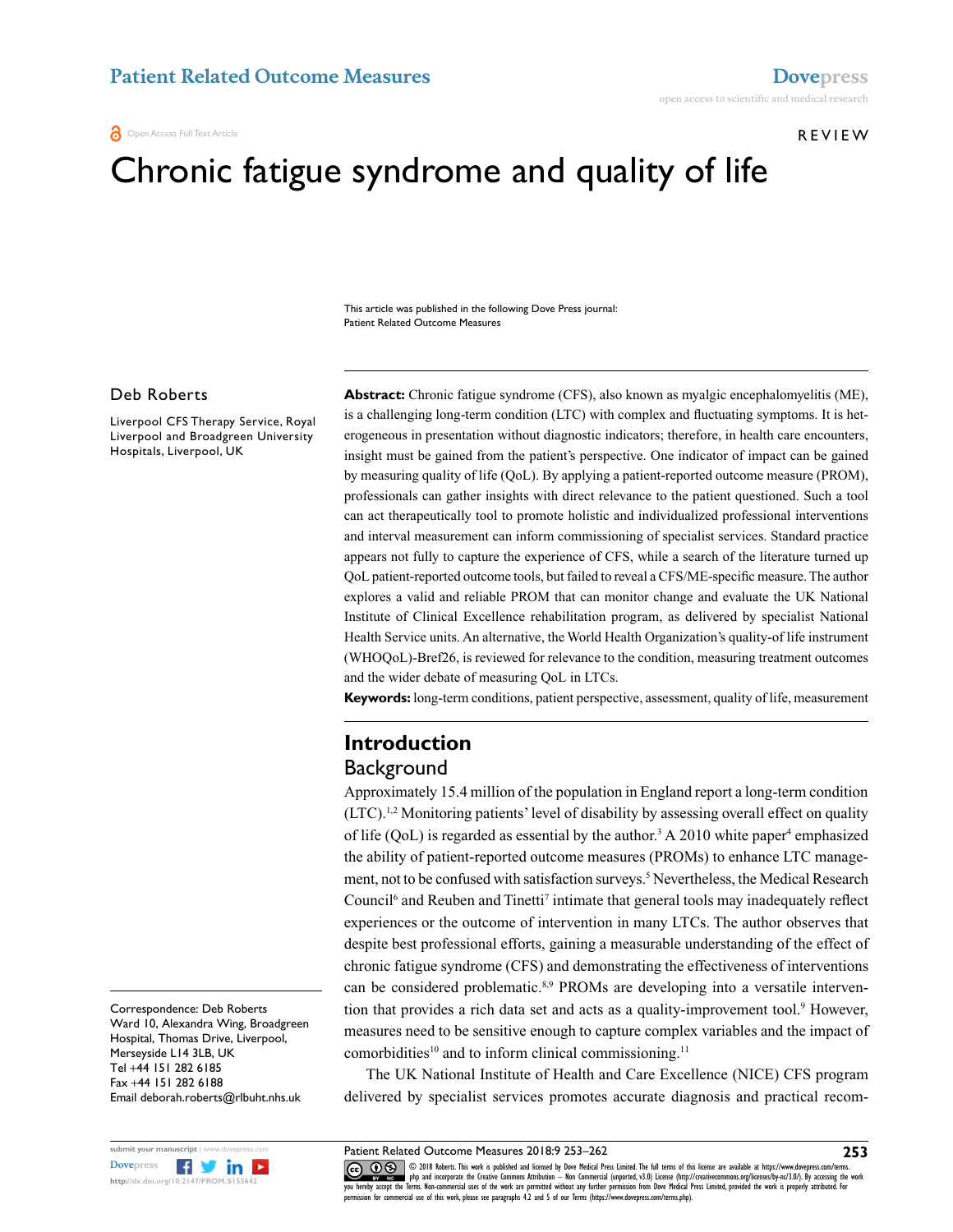# Chronic fatigue syndrome and quality of life

This article was published in the following Dove Press journal:
Patient Related Outcome Measures

Deb Roberts

Liverpool CFS Therapy Service, Royal Liverpool and Broadgreen University Hospitals, Liverpool, UK

**Abstract:** Chronic fatigue syndrome (CFS), also known as myalgic encephalomyelitis (ME), is a challenging long-term condition (LTC) with complex and fluctuating symptoms. It is heterogeneous in presentation without diagnostic indicators; therefore, in health care encounters, insight must be gained from the patient's perspective. One indicator of impact can be gained by measuring quality of life (QoL). By applying a patient-reported outcome measure (PROM), professionals can gather insights with direct relevance to the patient questioned. Such a tool can act therapeutically tool to promote holistic and individualized professional interventions and interval measurement can inform commissioning of specialist services. Standard practice appears not fully to capture the experience of CFS, while a search of the literature turned up QoL patient-reported outcome tools, but failed to reveal a CFS/ME-specific measure. The author explores a valid and reliable PROM that can monitor change and evaluate the UK National Institute of Clinical Excellence rehabilitation program, as delivered by specialist National Health Service units. An alternative, the World Health Organization's quality-of life instrument (WHOQoL)-Bref26, is reviewed for relevance to the condition, measuring treatment outcomes and the wider debate of measuring QoL in LTCs.

**Keywords:** long-term conditions, patient perspective, assessment, quality of life, measurement

## Introduction

### Background

Approximately 15.4 million of the population in England report a long-term condition (LTC).[1,2] Monitoring patients' level of disability by assessing overall effect on quality of life (QoL) is regarded as essential by the author.[3] A 2010 white paper[4] emphasized the ability of patient-reported outcome measures (PROMs) to enhance LTC management, not to be confused with satisfaction surveys.[5] Nevertheless, the Medical Research Council[6] and Reuben and Tinetti[7] intimate that general tools may inadequately reflect experiences or the outcome of intervention in many LTCs. The author observes that despite best professional efforts, gaining a measurable understanding of the effect of chronic fatigue syndrome (CFS) and demonstrating the effectiveness of interventions can be considered problematic.[8,9] PROMs are developing into a versatile intervention that provides a rich data set and acts as a quality-improvement tool.[9] However, measures need to be sensitive enough to capture complex variables and the impact of comorbidities[10] and to inform clinical commissioning.[11]

The UK National Institute of Health and Care Excellence (NICE) CFS program delivered by specialist services promotes accurate diagnosis and practical recom-

Correspondence: Deb Roberts
Ward 10, Alexandra Wing, Broadgreen Hospital, Thomas Drive, Liverpool, Merseyside L14 3LB, UK
Tel +44 151 282 6185
Fax +44 151 282 6188
Email deborah.roberts@rlbuht.nhs.uk

© 2018 Roberts. This work is published and licensed by Dove Medical Press Limited. The full terms of this license are available at https://www.dovepress.com/terms.php and incorporate the Creative Commons Attribution – Non Commercial (unported, v3.0) License (http://creativecommons.org/licenses/by-nc/3.0/). By accessing the work you hereby accept the Terms. Non-commercial uses of the work are permitted without any further permission from Dove Medical Press Limited, provided the work is properly attributed. For permission for commercial use of this work, please see paragraphs 4.2 and 5 of our Terms (https://www.dovepress.com/terms.php).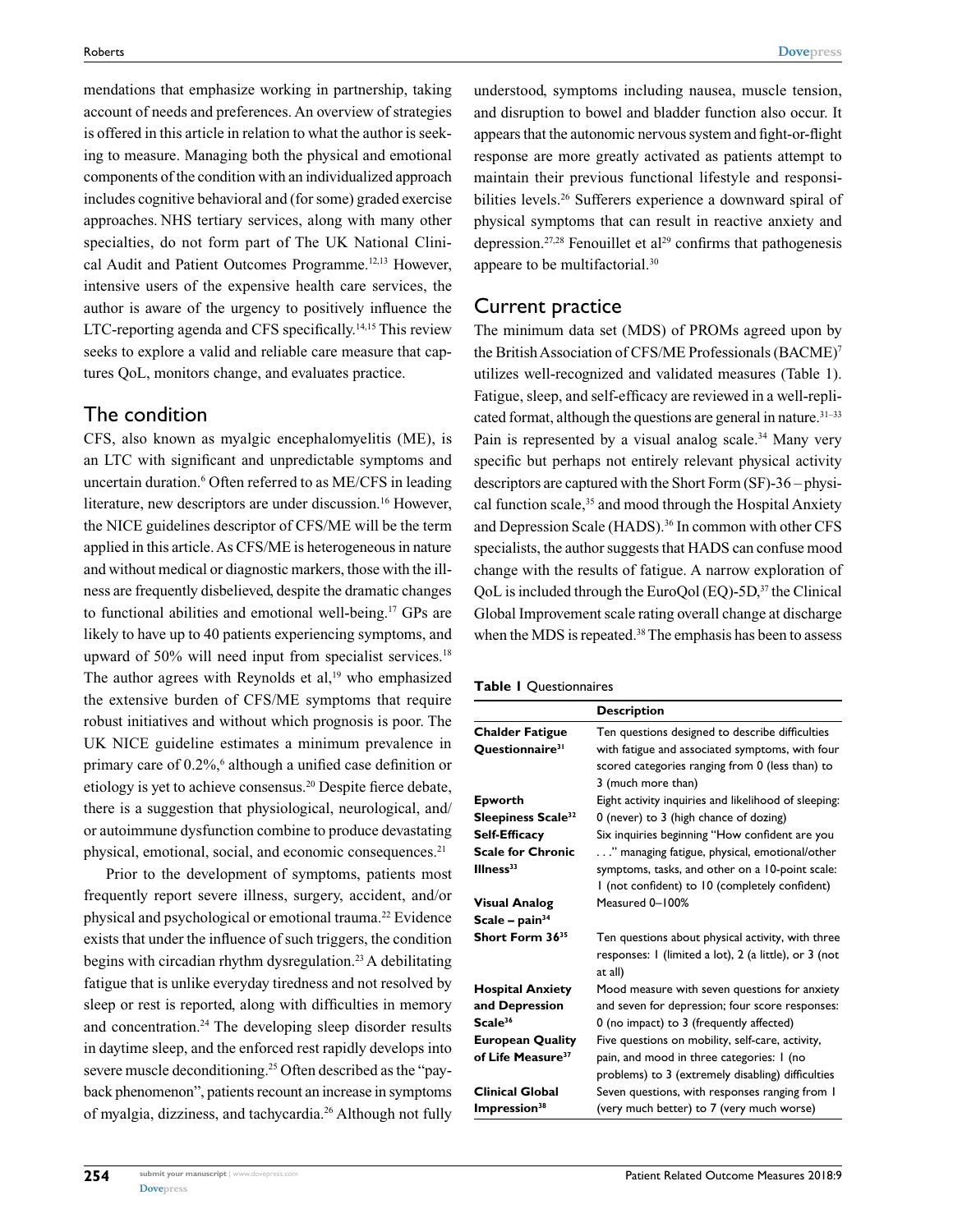mendations that emphasize working in partnership, taking account of needs and preferences. An overview of strategies is offered in this article in relation to what the author is seeking to measure. Managing both the physical and emotional components of the condition with an individualized approach includes cognitive behavioral and (for some) graded exercise approaches. NHS tertiary services, along with many other specialties, do not form part of The UK National Clinical Audit and Patient Outcomes Programme.[12,13] However, intensive users of the expensive health care services, the author is aware of the urgency to positively influence the LTC-reporting agenda and CFS specifically.[14,15] This review seeks to explore a valid and reliable care measure that captures QoL, monitors change, and evaluates practice.

## The condition

CFS, also known as myalgic encephalomyelitis (ME), is an LTC with significant and unpredictable symptoms and uncertain duration.[6] Often referred to as ME/CFS in leading literature, new descriptors are under discussion.[16] However, the NICE guidelines descriptor of CFS/ME will be the term applied in this article. As CFS/ME is heterogeneous in nature and without medical or diagnostic markers, those with the illness are frequently disbelieved, despite the dramatic changes to functional abilities and emotional well-being.[17] GPs are likely to have up to 40 patients experiencing symptoms, and upward of 50% will need input from specialist services.[18] The author agrees with Reynolds et al,[19] who emphasized the extensive burden of CFS/ME symptoms that require robust initiatives and without which prognosis is poor. The UK NICE guideline estimates a minimum prevalence in primary care of 0.2%,[6] although a unified case definition or etiology is yet to achieve consensus.[20] Despite fierce debate, there is a suggestion that physiological, neurological, and/or autoimmune dysfunction combine to produce devastating physical, emotional, social, and economic consequences.[21]

Prior to the development of symptoms, patients most frequently report severe illness, surgery, accident, and/or physical and psychological or emotional trauma.[22] Evidence exists that under the influence of such triggers, the condition begins with circadian rhythm dysregulation.[23] A debilitating fatigue that is unlike everyday tiredness and not resolved by sleep or rest is reported, along with difficulties in memory and concentration.[24] The developing sleep disorder results in daytime sleep, and the enforced rest rapidly develops into severe muscle deconditioning.[25] Often described as the "payback phenomenon", patients recount an increase in symptoms of myalgia, dizziness, and tachycardia.[26] Although not fully understood, symptoms including nausea, muscle tension, and disruption to bowel and bladder function also occur. It appears that the autonomic nervous system and fight-or-flight response are more greatly activated as patients attempt to maintain their previous functional lifestyle and responsibilities levels.[26] Sufferers experience a downward spiral of physical symptoms that can result in reactive anxiety and depression.[27,28] Fenouillet et al[29] confirms that pathogenesis appeare to be multifactorial.[30]

## Current practice

The minimum data set (MDS) of PROMs agreed upon by the British Association of CFS/ME Professionals (BACME)[7] utilizes well-recognized and validated measures (Table 1). Fatigue, sleep, and self-efficacy are reviewed in a well-replicated format, although the questions are general in nature.[31–33] Pain is represented by a visual analog scale.[34] Many very specific but perhaps not entirely relevant physical activity descriptors are captured with the Short Form (SF)-36 – physical function scale,[35] and mood through the Hospital Anxiety and Depression Scale (HADS).[36] In common with other CFS specialists, the author suggests that HADS can confuse mood change with the results of fatigue. A narrow exploration of QoL is included through the EuroQol (EQ)-5D,[37] the Clinical Global Improvement scale rating overall change at discharge when the MDS is repeated.[38] The emphasis has been to assess

**Table 1** Questionnaires

| | Description |
|---|---|
| **Chalder Fatigue Questionnaire[31]** | Ten questions designed to describe difficulties with fatigue and associated symptoms, with four scored categories ranging from 0 (less than) to 3 (much more than) |
| **Epworth Sleepiness Scale[32]** | Eight activity inquiries and likelihood of sleeping: 0 (never) to 3 (high chance of dozing) |
| **Self-Efficacy Scale for Chronic Illness[33]** | Six inquiries beginning "How confident are you . . ." managing fatigue, physical, emotional/other symptoms, tasks, and other on a 10-point scale: 1 (not confident) to 10 (completely confident) |
| **Visual Analog Scale – pain[34]** | Measured 0–100% |
| **Short Form 36[35]** | Ten questions about physical activity, with three responses: 1 (limited a lot), 2 (a little), or 3 (not at all) |
| **Hospital Anxiety and Depression Scale[36]** | Mood measure with seven questions for anxiety and seven for depression; four score responses: 0 (no impact) to 3 (frequently affected) |
| **European Quality of Life Measure[37]** | Five questions on mobility, self-care, activity, pain, and mood in three categories: 1 (no problems) to 3 (extremely disabling) difficulties |
| **Clinical Global Impression[38]** | Seven questions, with responses ranging from 1 (very much better) to 7 (very much worse) |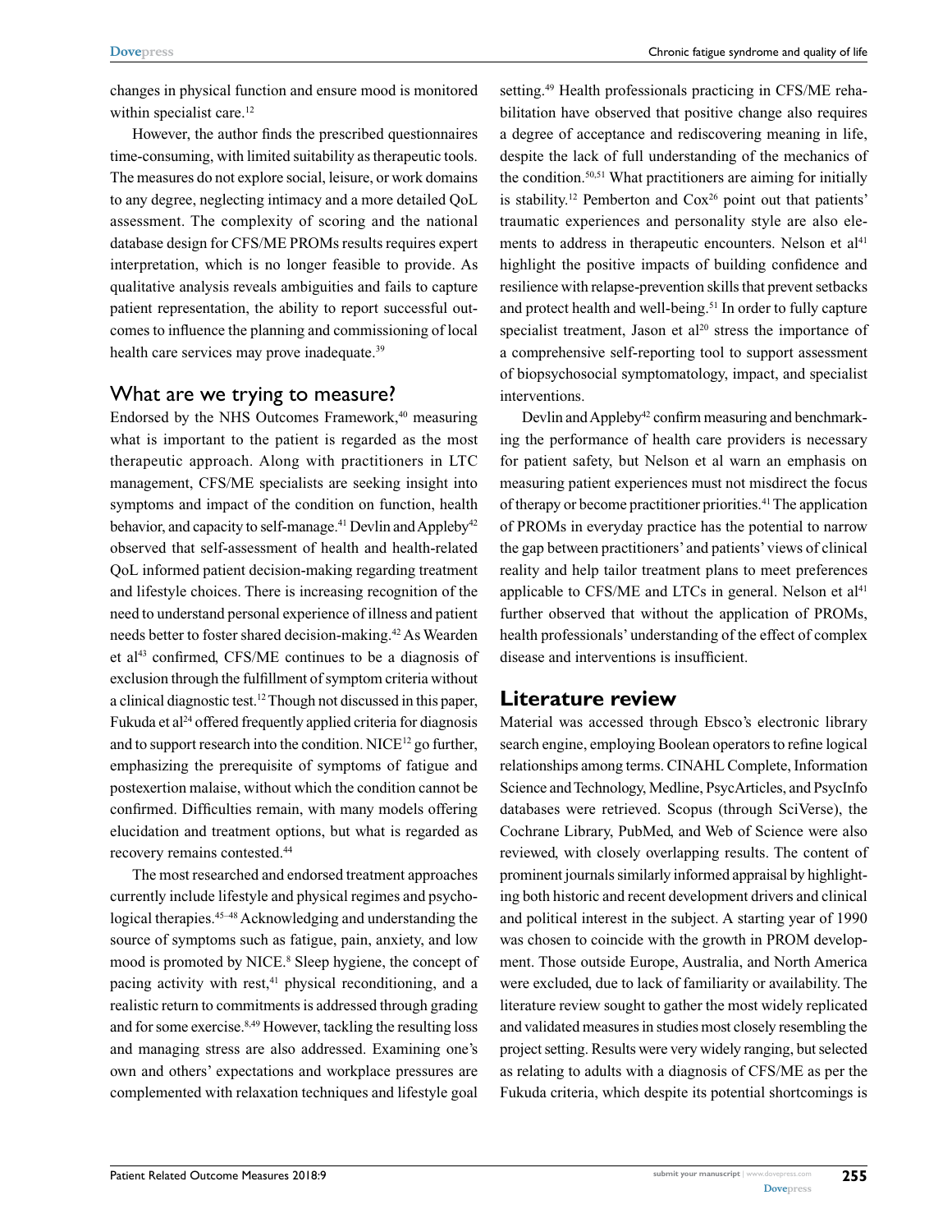changes in physical function and ensure mood is monitored within specialist care.[12]

However, the author finds the prescribed questionnaires time-consuming, with limited suitability as therapeutic tools. The measures do not explore social, leisure, or work domains to any degree, neglecting intimacy and a more detailed QoL assessment. The complexity of scoring and the national database design for CFS/ME PROMs results requires expert interpretation, which is no longer feasible to provide. As qualitative analysis reveals ambiguities and fails to capture patient representation, the ability to report successful outcomes to influence the planning and commissioning of local health care services may prove inadequate.[39]

## What are we trying to measure?

Endorsed by the NHS Outcomes Framework,[40] measuring what is important to the patient is regarded as the most therapeutic approach. Along with practitioners in LTC management, CFS/ME specialists are seeking insight into symptoms and impact of the condition on function, health behavior, and capacity to self-manage.[41] Devlin and Appleby[42] observed that self-assessment of health and health-related QoL informed patient decision-making regarding treatment and lifestyle choices. There is increasing recognition of the need to understand personal experience of illness and patient needs better to foster shared decision-making.[42] As Wearden et al[43] confirmed, CFS/ME continues to be a diagnosis of exclusion through the fulfillment of symptom criteria without a clinical diagnostic test.[12] Though not discussed in this paper, Fukuda et al[24] offered frequently applied criteria for diagnosis and to support research into the condition. NICE[12] go further, emphasizing the prerequisite of symptoms of fatigue and postexertion malaise, without which the condition cannot be confirmed. Difficulties remain, with many models offering elucidation and treatment options, but what is regarded as recovery remains contested.[44]

The most researched and endorsed treatment approaches currently include lifestyle and physical regimes and psychological therapies.[45–48] Acknowledging and understanding the source of symptoms such as fatigue, pain, anxiety, and low mood is promoted by NICE.[8] Sleep hygiene, the concept of pacing activity with rest,[41] physical reconditioning, and a realistic return to commitments is addressed through grading and for some exercise.[8,49] However, tackling the resulting loss and managing stress are also addressed. Examining one's own and others' expectations and workplace pressures are complemented with relaxation techniques and lifestyle goal setting.[49] Health professionals practicing in CFS/ME rehabilitation have observed that positive change also requires a degree of acceptance and rediscovering meaning in life, despite the lack of full understanding of the mechanics of the condition.[50,51] What practitioners are aiming for initially is stability.[12] Pemberton and Cox[26] point out that patients' traumatic experiences and personality style are also elements to address in therapeutic encounters. Nelson et al[41] highlight the positive impacts of building confidence and resilience with relapse-prevention skills that prevent setbacks and protect health and well-being.[51] In order to fully capture specialist treatment, Jason et al[20] stress the importance of a comprehensive self-reporting tool to support assessment of biopsychosocial symptomatology, impact, and specialist interventions.

Devlin and Appleby[42] confirm measuring and benchmarking the performance of health care providers is necessary for patient safety, but Nelson et al warn an emphasis on measuring patient experiences must not misdirect the focus of therapy or become practitioner priorities.[41] The application of PROMs in everyday practice has the potential to narrow the gap between practitioners' and patients' views of clinical reality and help tailor treatment plans to meet preferences applicable to CFS/ME and LTCs in general. Nelson et al[41] further observed that without the application of PROMs, health professionals' understanding of the effect of complex disease and interventions is insufficient.

## Literature review

Material was accessed through Ebsco's electronic library search engine, employing Boolean operators to refine logical relationships among terms. CINAHL Complete, Information Science and Technology, Medline, PsycArticles, and PsycInfo databases were retrieved. Scopus (through SciVerse), the Cochrane Library, PubMed, and Web of Science were also reviewed, with closely overlapping results. The content of prominent journals similarly informed appraisal by highlighting both historic and recent development drivers and clinical and political interest in the subject. A starting year of 1990 was chosen to coincide with the growth in PROM development. Those outside Europe, Australia, and North America were excluded, due to lack of familiarity or availability. The literature review sought to gather the most widely replicated and validated measures in studies most closely resembling the project setting. Results were very widely ranging, but selected as relating to adults with a diagnosis of CFS/ME as per the Fukuda criteria, which despite its potential shortcomings is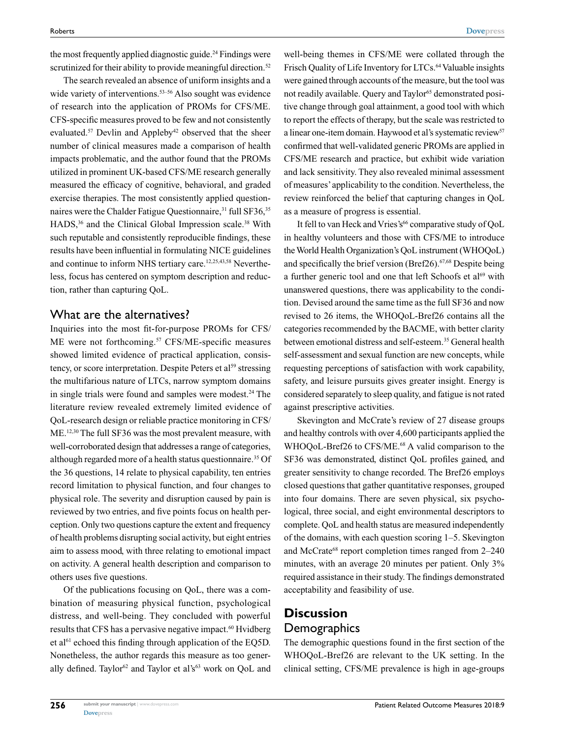the most frequently applied diagnostic guide.[24] Findings were scrutinized for their ability to provide meaningful direction.[52]

The search revealed an absence of uniform insights and a wide variety of interventions.[53–56] Also sought was evidence of research into the application of PROMs for CFS/ME. CFS-specific measures proved to be few and not consistently evaluated.[57] Devlin and Appleby[42] observed that the sheer number of clinical measures made a comparison of health impacts problematic, and the author found that the PROMs utilized in prominent UK-based CFS/ME research generally measured the efficacy of cognitive, behavioral, and graded exercise therapies. The most consistently applied questionnaires were the Chalder Fatigue Questionnaire,[31] full SF36,[35] HADS,[36] and the Clinical Global Impression scale.[38] With such reputable and consistently reproducible findings, these results have been influential in formulating NICE guidelines and continue to inform NHS tertiary care.[12,25,43,58] Nevertheless, focus has centered on symptom description and reduction, rather than capturing QoL.

## What are the alternatives?

Inquiries into the most fit-for-purpose PROMs for CFS/ME were not forthcoming.[57] CFS/ME-specific measures showed limited evidence of practical application, consistency, or score interpretation. Despite Peters et al[59] stressing the multifarious nature of LTCs, narrow symptom domains in single trials were found and samples were modest.[24] The literature review revealed extremely limited evidence of QoL-research design or reliable practice monitoring in CFS/ME.[12,30] The full SF36 was the most prevalent measure, with well-corroborated design that addresses a range of categories, although regarded more of a health status questionnaire.[35] Of the 36 questions, 14 relate to physical capability, ten entries record limitation to physical function, and four changes to physical role. The severity and disruption caused by pain is reviewed by two entries, and five points focus on health perception. Only two questions capture the extent and frequency of health problems disrupting social activity, but eight entries aim to assess mood, with three relating to emotional impact on activity. A general health description and comparison to others uses five questions.

Of the publications focusing on QoL, there was a combination of measuring physical function, psychological distress, and well-being. They concluded with powerful results that CFS has a pervasive negative impact.[60] Hvidberg et al[61] echoed this finding through application of the EQ5D. Nonetheless, the author regards this measure as too generally defined. Taylor[62] and Taylor et al's[63] work on QoL and well-being themes in CFS/ME were collated through the Frisch Quality of Life Inventory for LTCs.[64] Valuable insights were gained through accounts of the measure, but the tool was not readily available. Query and Taylor[65] demonstrated positive change through goal attainment, a good tool with which to report the effects of therapy, but the scale was restricted to a linear one-item domain. Haywood et al's systematic review[57] confirmed that well-validated generic PROMs are applied in CFS/ME research and practice, but exhibit wide variation and lack sensitivity. They also revealed minimal assessment of measures' applicability to the condition. Nevertheless, the review reinforced the belief that capturing changes in QoL as a measure of progress is essential.

It fell to van Heck and Vries's[66] comparative study of QoL in healthy volunteers and those with CFS/ME to introduce the World Health Organization's QoL instrument (WHOQoL) and specifically the brief version (Bref26).[67,68] Despite being a further generic tool and one that left Schoofs et al[69] with unanswered questions, there was applicability to the condition. Devised around the same time as the full SF36 and now revised to 26 items, the WHOQoL-Bref26 contains all the categories recommended by the BACME, with better clarity between emotional distress and self-esteem.[35] General health self-assessment and sexual function are new concepts, while requesting perceptions of satisfaction with work capability, safety, and leisure pursuits gives greater insight. Energy is considered separately to sleep quality, and fatigue is not rated against prescriptive activities.

Skevington and McCrate's review of 27 disease groups and healthy controls with over 4,600 participants applied the WHOQoL-Bref26 to CFS/ME.[68] A valid comparison to the SF36 was demonstrated, distinct QoL profiles gained, and greater sensitivity to change recorded. The Bref26 employs closed questions that gather quantitative responses, grouped into four domains. There are seven physical, six psychological, three social, and eight environmental descriptors to complete. QoL and health status are measured independently of the domains, with each question scoring 1–5. Skevington and McCrate[68] report completion times ranged from 2–240 minutes, with an average 20 minutes per patient. Only 3% required assistance in their study. The findings demonstrated acceptability and feasibility of use.

# Discussion

## Demographics

The demographic questions found in the first section of the WHOQoL-Bref26 are relevant to the UK setting. In the clinical setting, CFS/ME prevalence is high in age-groups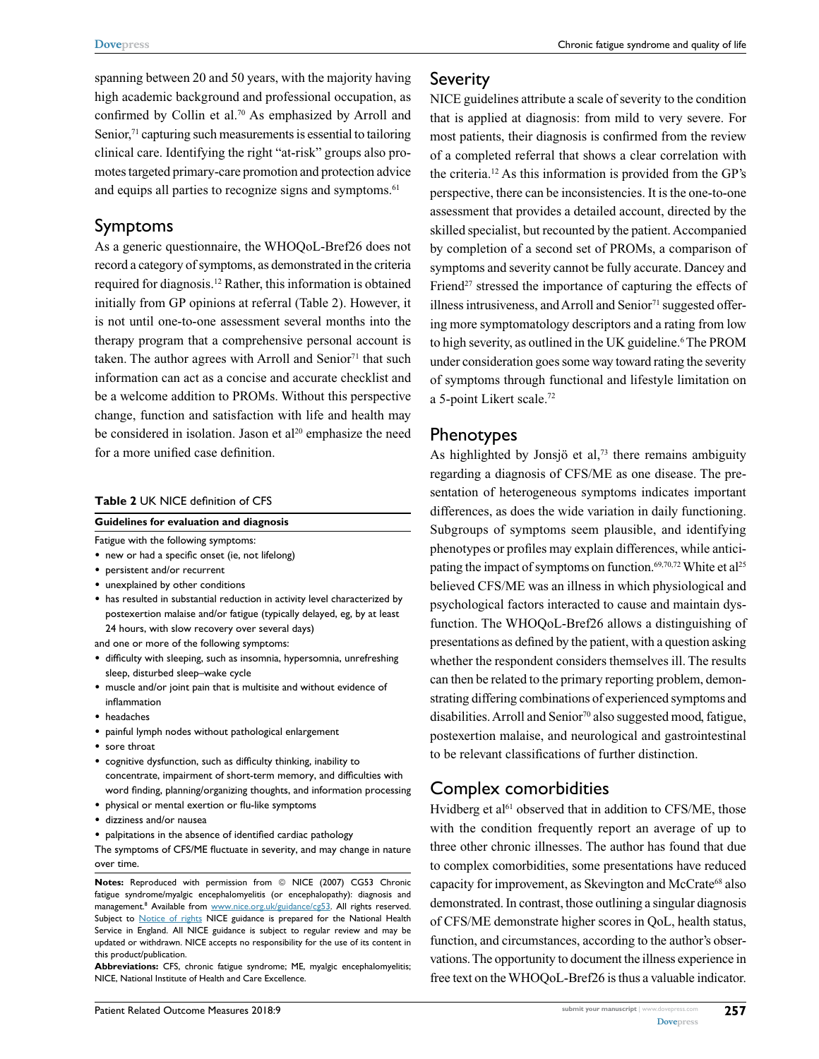spanning between 20 and 50 years, with the majority having high academic background and professional occupation, as confirmed by Collin et al.[70] As emphasized by Arroll and Senior,[71] capturing such measurements is essential to tailoring clinical care. Identifying the right "at-risk" groups also promotes targeted primary-care promotion and protection advice and equips all parties to recognize signs and symptoms.[61]

## Symptoms

As a generic questionnaire, the WHOQoL-Bref26 does not record a category of symptoms, as demonstrated in the criteria required for diagnosis.[12] Rather, this information is obtained initially from GP opinions at referral (Table 2). However, it is not until one-to-one assessment several months into the therapy program that a comprehensive personal account is taken. The author agrees with Arroll and Senior[71] that such information can act as a concise and accurate checklist and be a welcome addition to PROMs. Without this perspective change, function and satisfaction with life and health may be considered in isolation. Jason et al[20] emphasize the need for a more unified case definition.

**Table 2** UK NICE definition of CFS

| Guidelines for evaluation and diagnosis |
|---|
| Fatigue with the following symptoms:<br>• new or had a specific onset (ie, not lifelong)<br>• persistent and/or recurrent<br>• unexplained by other conditions<br>• has resulted in substantial reduction in activity level characterized by postexertion malaise and/or fatigue (typically delayed, eg, by at least 24 hours, with slow recovery over several days)<br>and one or more of the following symptoms:<br>• difficulty with sleeping, such as insomnia, hypersomnia, unrefreshing sleep, disturbed sleep–wake cycle<br>• muscle and/or joint pain that is multisite and without evidence of inflammation<br>• headaches<br>• painful lymph nodes without pathological enlargement<br>• sore throat<br>• cognitive dysfunction, such as difficulty thinking, inability to concentrate, impairment of short-term memory, and difficulties with word finding, planning/organizing thoughts, and information processing<br>• physical or mental exertion or flu-like symptoms<br>• dizziness and/or nausea<br>• palpitations in the absence of identified cardiac pathology<br>The symptoms of CFS/ME fluctuate in severity, and may change in nature over time. |

**Notes:** Reproduced with permission from © NICE (2007) CG53 Chronic fatigue syndrome/myalgic encephalomyelitis (or encephalopathy): diagnosis and management.[8] Available from www.nice.org.uk/guidance/cg53. All rights reserved. Subject to Notice of rights NICE guidance is prepared for the National Health Service in England. All NICE guidance is subject to regular review and may be updated or withdrawn. NICE accepts no responsibility for the use of its content in this product/publication.

**Abbreviations:** CFS, chronic fatigue syndrome; ME, myalgic encephalomyelitis; NICE, National Institute of Health and Care Excellence.

## Severity

NICE guidelines attribute a scale of severity to the condition that is applied at diagnosis: from mild to very severe. For most patients, their diagnosis is confirmed from the review of a completed referral that shows a clear correlation with the criteria.[12] As this information is provided from the GP's perspective, there can be inconsistencies. It is the one-to-one assessment that provides a detailed account, directed by the skilled specialist, but recounted by the patient. Accompanied by completion of a second set of PROMs, a comparison of symptoms and severity cannot be fully accurate. Dancey and Friend[27] stressed the importance of capturing the effects of illness intrusiveness, and Arroll and Senior[71] suggested offering more symptomatology descriptors and a rating from low to high severity, as outlined in the UK guideline.[6] The PROM under consideration goes some way toward rating the severity of symptoms through functional and lifestyle limitation on a 5-point Likert scale.[72]

## Phenotypes

As highlighted by Jonsjö et al,[73] there remains ambiguity regarding a diagnosis of CFS/ME as one disease. The presentation of heterogeneous symptoms indicates important differences, as does the wide variation in daily functioning. Subgroups of symptoms seem plausible, and identifying phenotypes or profiles may explain differences, while anticipating the impact of symptoms on function.[69,70,72] White et al[25] believed CFS/ME was an illness in which physiological and psychological factors interacted to cause and maintain dysfunction. The WHOQoL-Bref26 allows a distinguishing of presentations as defined by the patient, with a question asking whether the respondent considers themselves ill. The results can then be related to the primary reporting problem, demonstrating differing combinations of experienced symptoms and disabilities. Arroll and Senior[70] also suggested mood, fatigue, postexertion malaise, and neurological and gastrointestinal to be relevant classifications of further distinction.

## Complex comorbidities

Hvidberg et al[61] observed that in addition to CFS/ME, those with the condition frequently report an average of up to three other chronic illnesses. The author has found that due to complex comorbidities, some presentations have reduced capacity for improvement, as Skevington and McCrate[68] also demonstrated. In contrast, those outlining a singular diagnosis of CFS/ME demonstrate higher scores in QoL, health status, function, and circumstances, according to the author's observations. The opportunity to document the illness experience in free text on the WHOQoL-Bref26 is thus a valuable indicator.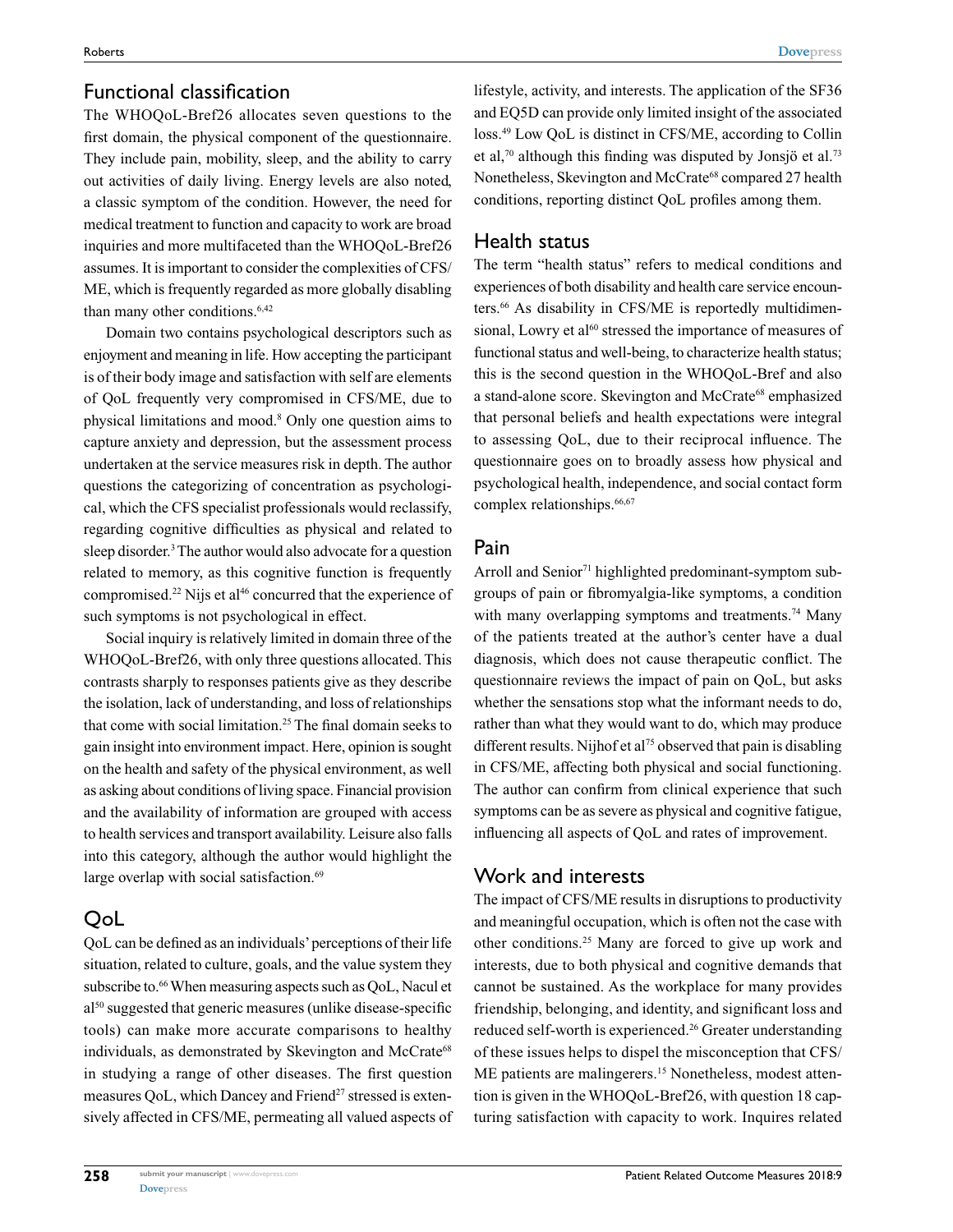## Functional classification

The WHOQoL-Bref26 allocates seven questions to the first domain, the physical component of the questionnaire. They include pain, mobility, sleep, and the ability to carry out activities of daily living. Energy levels are also noted, a classic symptom of the condition. However, the need for medical treatment to function and capacity to work are broad inquiries and more multifaceted than the WHOQoL-Bref26 assumes. It is important to consider the complexities of CFS/ME, which is frequently regarded as more globally disabling than many other conditions.[6,42]

Domain two contains psychological descriptors such as enjoyment and meaning in life. How accepting the participant is of their body image and satisfaction with self are elements of QoL frequently very compromised in CFS/ME, due to physical limitations and mood.[8] Only one question aims to capture anxiety and depression, but the assessment process undertaken at the service measures risk in depth. The author questions the categorizing of concentration as psychological, which the CFS specialist professionals would reclassify, regarding cognitive difficulties as physical and related to sleep disorder.[3] The author would also advocate for a question related to memory, as this cognitive function is frequently compromised.[22] Nijs et al[46] concurred that the experience of such symptoms is not psychological in effect.

Social inquiry is relatively limited in domain three of the WHOQoL-Bref26, with only three questions allocated. This contrasts sharply to responses patients give as they describe the isolation, lack of understanding, and loss of relationships that come with social limitation.[25] The final domain seeks to gain insight into environment impact. Here, opinion is sought on the health and safety of the physical environment, as well as asking about conditions of living space. Financial provision and the availability of information are grouped with access to health services and transport availability. Leisure also falls into this category, although the author would highlight the large overlap with social satisfaction.[69]

## QoL

QoL can be defined as an individuals' perceptions of their life situation, related to culture, goals, and the value system they subscribe to.[66] When measuring aspects such as QoL, Nacul et al[50] suggested that generic measures (unlike disease-specific tools) can make more accurate comparisons to healthy individuals, as demonstrated by Skevington and McCrate[68] in studying a range of other diseases. The first question measures QoL, which Dancey and Friend[27] stressed is extensively affected in CFS/ME, permeating all valued aspects of lifestyle, activity, and interests. The application of the SF36 and EQ5D can provide only limited insight of the associated loss.[49] Low QoL is distinct in CFS/ME, according to Collin et al,[70] although this finding was disputed by Jonsjö et al.[73] Nonetheless, Skevington and McCrate[68] compared 27 health conditions, reporting distinct QoL profiles among them.

## Health status

The term "health status" refers to medical conditions and experiences of both disability and health care service encounters.[66] As disability in CFS/ME is reportedly multidimensional, Lowry et al[60] stressed the importance of measures of functional status and well-being, to characterize health status; this is the second question in the WHOQoL-Bref and also a stand-alone score. Skevington and McCrate[68] emphasized that personal beliefs and health expectations were integral to assessing QoL, due to their reciprocal influence. The questionnaire goes on to broadly assess how physical and psychological health, independence, and social contact form complex relationships.[66,67]

## Pain

Arroll and Senior[71] highlighted predominant-symptom subgroups of pain or fibromyalgia-like symptoms, a condition with many overlapping symptoms and treatments.[74] Many of the patients treated at the author's center have a dual diagnosis, which does not cause therapeutic conflict. The questionnaire reviews the impact of pain on QoL, but asks whether the sensations stop what the informant needs to do, rather than what they would want to do, which may produce different results. Nijhof et al[75] observed that pain is disabling in CFS/ME, affecting both physical and social functioning. The author can confirm from clinical experience that such symptoms can be as severe as physical and cognitive fatigue, influencing all aspects of QoL and rates of improvement.

## Work and interests

The impact of CFS/ME results in disruptions to productivity and meaningful occupation, which is often not the case with other conditions.[25] Many are forced to give up work and interests, due to both physical and cognitive demands that cannot be sustained. As the workplace for many provides friendship, belonging, and identity, and significant loss and reduced self-worth is experienced.[26] Greater understanding of these issues helps to dispel the misconception that CFS/ME patients are malingerers.[15] Nonetheless, modest attention is given in the WHOQoL-Bref26, with question 18 capturing satisfaction with capacity to work. Inquires related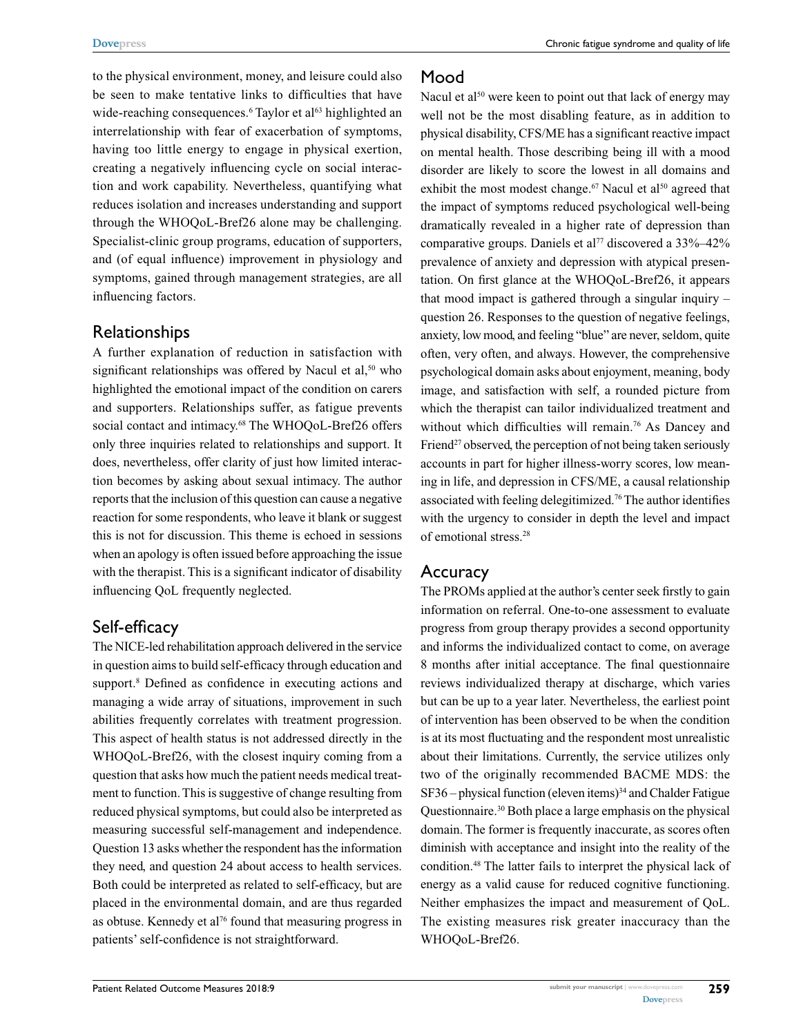to the physical environment, money, and leisure could also be seen to make tentative links to difficulties that have wide-reaching consequences.[6] Taylor et al[63] highlighted an interrelationship with fear of exacerbation of symptoms, having too little energy to engage in physical exertion, creating a negatively influencing cycle on social interaction and work capability. Nevertheless, quantifying what reduces isolation and increases understanding and support through the WHOQoL-Bref26 alone may be challenging. Specialist-clinic group programs, education of supporters, and (of equal influence) improvement in physiology and symptoms, gained through management strategies, are all influencing factors.

## Relationships

A further explanation of reduction in satisfaction with significant relationships was offered by Nacul et al,[50] who highlighted the emotional impact of the condition on carers and supporters. Relationships suffer, as fatigue prevents social contact and intimacy.[68] The WHOQoL-Bref26 offers only three inquiries related to relationships and support. It does, nevertheless, offer clarity of just how limited interaction becomes by asking about sexual intimacy. The author reports that the inclusion of this question can cause a negative reaction for some respondents, who leave it blank or suggest this is not for discussion. This theme is echoed in sessions when an apology is often issued before approaching the issue with the therapist. This is a significant indicator of disability influencing QoL frequently neglected.

## Self-efficacy

The NICE-led rehabilitation approach delivered in the service in question aims to build self-efficacy through education and support.[8] Defined as confidence in executing actions and managing a wide array of situations, improvement in such abilities frequently correlates with treatment progression. This aspect of health status is not addressed directly in the WHOQoL-Bref26, with the closest inquiry coming from a question that asks how much the patient needs medical treatment to function. This is suggestive of change resulting from reduced physical symptoms, but could also be interpreted as measuring successful self-management and independence. Question 13 asks whether the respondent has the information they need, and question 24 about access to health services. Both could be interpreted as related to self-efficacy, but are placed in the environmental domain, and are thus regarded as obtuse. Kennedy et al[76] found that measuring progress in patients' self-confidence is not straightforward.

## Mood

Nacul et al[50] were keen to point out that lack of energy may well not be the most disabling feature, as in addition to physical disability, CFS/ME has a significant reactive impact on mental health. Those describing being ill with a mood disorder are likely to score the lowest in all domains and exhibit the most modest change.[67] Nacul et al[50] agreed that the impact of symptoms reduced psychological well-being dramatically revealed in a higher rate of depression than comparative groups. Daniels et al[77] discovered a 33%–42% prevalence of anxiety and depression with atypical presentation. On first glance at the WHOQoL-Bref26, it appears that mood impact is gathered through a singular inquiry – question 26. Responses to the question of negative feelings, anxiety, low mood, and feeling "blue" are never, seldom, quite often, very often, and always. However, the comprehensive psychological domain asks about enjoyment, meaning, body image, and satisfaction with self, a rounded picture from which the therapist can tailor individualized treatment and without which difficulties will remain.[76] As Dancey and Friend[27] observed, the perception of not being taken seriously accounts in part for higher illness-worry scores, low meaning in life, and depression in CFS/ME, a causal relationship associated with feeling delegitimized.[76] The author identifies with the urgency to consider in depth the level and impact of emotional stress.[28]

## Accuracy

The PROMs applied at the author's center seek firstly to gain information on referral. One-to-one assessment to evaluate progress from group therapy provides a second opportunity and informs the individualized contact to come, on average 8 months after initial acceptance. The final questionnaire reviews individualized therapy at discharge, which varies but can be up to a year later. Nevertheless, the earliest point of intervention has been observed to be when the condition is at its most fluctuating and the respondent most unrealistic about their limitations. Currently, the service utilizes only two of the originally recommended BACME MDS: the SF36 – physical function (eleven items)[34] and Chalder Fatigue Questionnaire.[30] Both place a large emphasis on the physical domain. The former is frequently inaccurate, as scores often diminish with acceptance and insight into the reality of the condition.[48] The latter fails to interpret the physical lack of energy as a valid cause for reduced cognitive functioning. Neither emphasizes the impact and measurement of QoL. The existing measures risk greater inaccuracy than the WHOQoL-Bref26.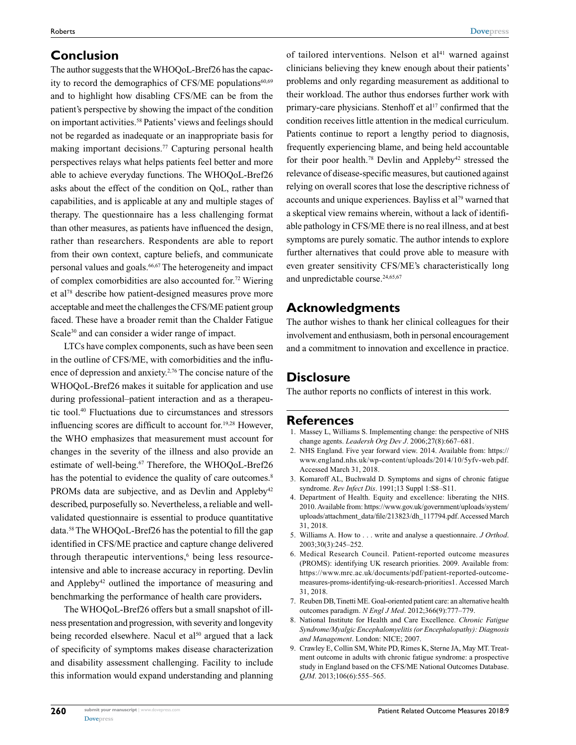## Conclusion

The author suggests that the WHOQoL-Bref26 has the capacity to record the demographics of CFS/ME populations[60,69] and to highlight how disabling CFS/ME can be from the patient's perspective by showing the impact of the condition on important activities.[58] Patients' views and feelings should not be regarded as inadequate or an inappropriate basis for making important decisions.[77] Capturing personal health perspectives relays what helps patients feel better and more able to achieve everyday functions. The WHOQoL-Bref26 asks about the effect of the condition on QoL, rather than capabilities, and is applicable at any and multiple stages of therapy. The questionnaire has a less challenging format than other measures, as patients have influenced the design, rather than researchers. Respondents are able to report from their own context, capture beliefs, and communicate personal values and goals.[66,67] The heterogeneity and impact of complex comorbidities are also accounted for.[72] Wiering et al[78] describe how patient-designed measures prove more acceptable and meet the challenges the CFS/ME patient group faced. These have a broader remit than the Chalder Fatigue Scale[30] and can consider a wider range of impact.

LTCs have complex components, such as have been seen in the outline of CFS/ME, with comorbidities and the influence of depression and anxiety.[2,76] The concise nature of the WHOQoL-Bref26 makes it suitable for application and use during professional–patient interaction and as a therapeutic tool.[40] Fluctuations due to circumstances and stressors influencing scores are difficult to account for.[19,28] However, the WHO emphasizes that measurement must account for changes in the severity of the illness and also provide an estimate of well-being.[67] Therefore, the WHOQoL-Bref26 has the potential to evidence the quality of care outcomes.[8] PROMs data are subjective, and as Devlin and Appleby[42] described, purposefully so. Nevertheless, a reliable and well-validated questionnaire is essential to produce quantitative data.[58] The WHOQoL-Bref26 has the potential to fill the gap identified in CFS/ME practice and capture change delivered through therapeutic interventions,[6] being less resource-intensive and able to increase accuracy in reporting. Devlin and Appleby[42] outlined the importance of measuring and benchmarking the performance of health care providers**.**

The WHOQoL-Bref26 offers but a small snapshot of illness presentation and progression, with severity and longevity being recorded elsewhere. Nacul et al[50] argued that a lack of specificity of symptoms makes disease characterization and disability assessment challenging. Facility to include this information would expand understanding and planning of tailored interventions. Nelson et al[41] warned against clinicians believing they knew enough about their patients' problems and only regarding measurement as additional to their workload. The author thus endorses further work with primary-care physicians. Stenhoff et al[17] confirmed that the condition receives little attention in the medical curriculum. Patients continue to report a lengthy period to diagnosis, frequently experiencing blame, and being held accountable for their poor health.[78] Devlin and Appleby[42] stressed the relevance of disease-specific measures, but cautioned against relying on overall scores that lose the descriptive richness of accounts and unique experiences. Bayliss et al[79] warned that a skeptical view remains wherein, without a lack of identifiable pathology in CFS/ME there is no real illness, and at best symptoms are purely somatic. The author intends to explore further alternatives that could prove able to measure with even greater sensitivity CFS/ME's characteristically long and unpredictable course.[24,65,67]

## Acknowledgments

The author wishes to thank her clinical colleagues for their involvement and enthusiasm, both in personal encouragement and a commitment to innovation and excellence in practice.

## Disclosure

The author reports no conflicts of interest in this work.

## References

1. Massey L, Williams S. Implementing change: the perspective of NHS change agents. *Leadersh Org Dev J*. 2006;27(8):667–681.
2. NHS England. Five year forward view. 2014. Available from: https://www.england.nhs.uk/wp-content/uploads/2014/10/5yfv-web.pdf. Accessed March 31, 2018.
3. Komaroff AL, Buchwald D. Symptoms and signs of chronic fatigue syndrome. *Rev Infect Dis*. 1991;13 Suppl 1:S8–S11.
4. Department of Health. Equity and excellence: liberating the NHS. 2010. Available from: https://www.gov.uk/government/uploads/system/uploads/attachment_data/file/213823/dh_117794.pdf. Accessed March 31, 2018.
5. Williams A. How to . . . write and analyse a questionnaire. *J Orthod*. 2003;30(3):245–252.
6. Medical Research Council. Patient-reported outcome measures (PROMS): identifying UK research priorities. 2009. Available from: https://www.mrc.ac.uk/documents/pdf/patient-reported-outcome-measures-proms-identifying-uk-research-priorities1. Accessed March 31, 2018.
7. Reuben DB, Tinetti ME. Goal-oriented patient care: an alternative health outcomes paradigm. *N Engl J Med*. 2012;366(9):777–779.
8. National Institute for Health and Care Excellence. *Chronic Fatigue Syndrome/Myalgic Encephalomyelitis (or Encephalopathy): Diagnosis and Management*. London: NICE; 2007.
9. Crawley E, Collin SM, White PD, Rimes K, Sterne JA, May MT. Treatment outcome in adults with chronic fatigue syndrome: a prospective study in England based on the CFS/ME National Outcomes Database. *QJM*. 2013;106(6):555–565.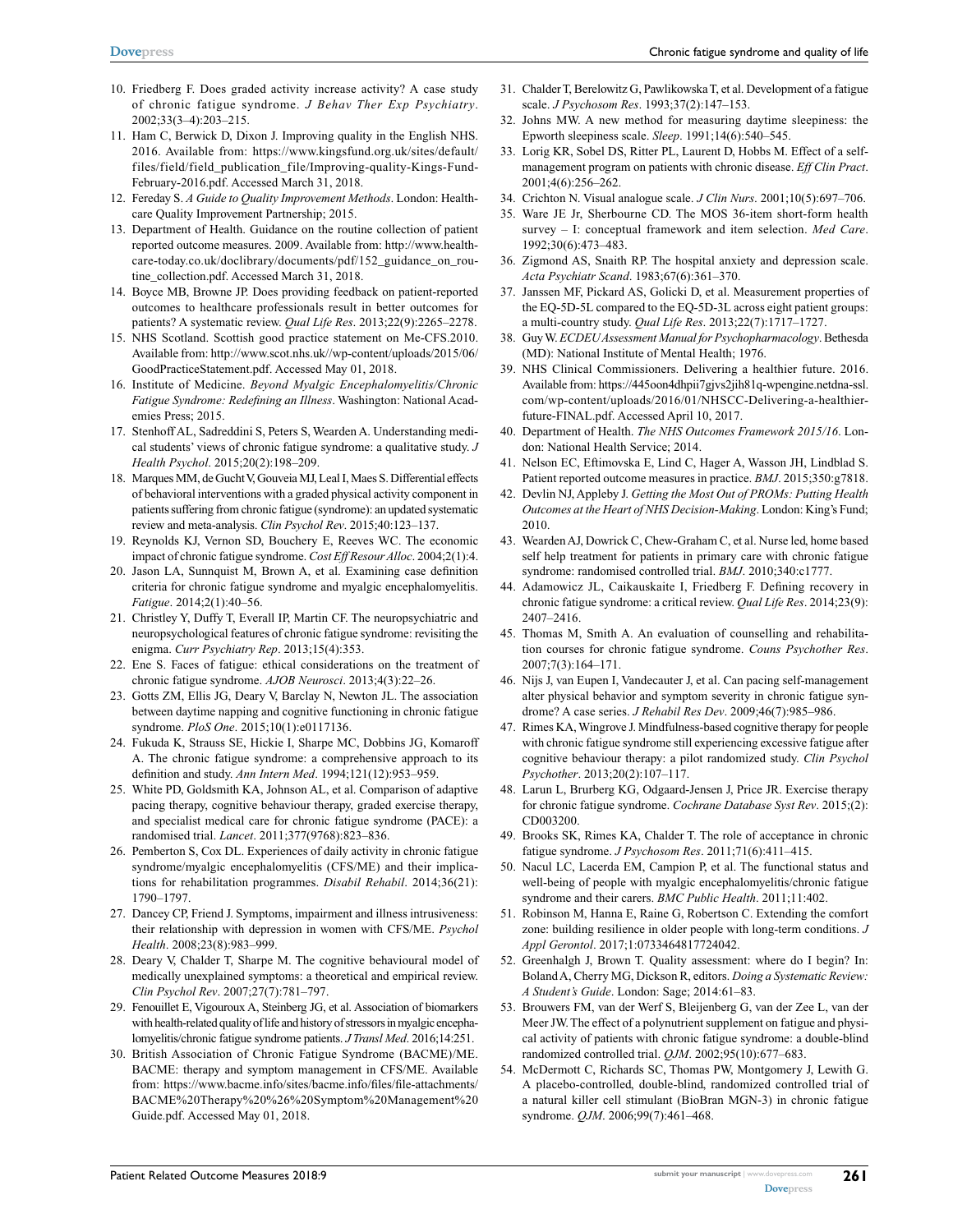10. Friedberg F. Does graded activity increase activity? A case study of chronic fatigue syndrome. *J Behav Ther Exp Psychiatry*. 2002;33(3–4):203–215.
11. Ham C, Berwick D, Dixon J. Improving quality in the English NHS. 2016. Available from: https://www.kingsfund.org.uk/sites/default/files/field/field_publication_file/Improving-quality-Kings-Fund-February-2016.pdf. Accessed March 31, 2018.
12. Fereday S. *A Guide to Quality Improvement Methods*. London: Healthcare Quality Improvement Partnership; 2015.
13. Department of Health. Guidance on the routine collection of patient reported outcome measures. 2009. Available from: http://www.healthcare-today.co.uk/doclibrary/documents/pdf/152_guidance_on_routine_collection.pdf. Accessed March 31, 2018.
14. Boyce MB, Browne JP. Does providing feedback on patient-reported outcomes to healthcare professionals result in better outcomes for patients? A systematic review. *Qual Life Res*. 2013;22(9):2265–2278.
15. NHS Scotland. Scottish good practice statement on Me-CFS.2010. Available from: http://www.scot.nhs.uk//wp-content/uploads/2015/06/GoodPracticeStatement.pdf. Accessed May 01, 2018.
16. Institute of Medicine. *Beyond Myalgic Encephalomyelitis/Chronic Fatigue Syndrome: Redefining an Illness*. Washington: National Academies Press; 2015.
17. Stenhoff AL, Sadreddini S, Peters S, Wearden A. Understanding medical students' views of chronic fatigue syndrome: a qualitative study. *J Health Psychol*. 2015;20(2):198–209.
18. Marques MM, de Gucht V, Gouveia MJ, Leal I, Maes S. Differential effects of behavioral interventions with a graded physical activity component in patients suffering from chronic fatigue (syndrome): an updated systematic review and meta-analysis. *Clin Psychol Rev*. 2015;40:123–137.
19. Reynolds KJ, Vernon SD, Bouchery E, Reeves WC. The economic impact of chronic fatigue syndrome. *Cost Eff Resour Alloc*. 2004;2(1):4.
20. Jason LA, Sunnquist M, Brown A, et al. Examining case definition criteria for chronic fatigue syndrome and myalgic encephalomyelitis. *Fatigue*. 2014;2(1):40–56.
21. Christley Y, Duffy T, Everall IP, Martin CF. The neuropsychiatric and neuropsychological features of chronic fatigue syndrome: revisiting the enigma. *Curr Psychiatry Rep*. 2013;15(4):353.
22. Ene S. Faces of fatigue: ethical considerations on the treatment of chronic fatigue syndrome. *AJOB Neurosci*. 2013;4(3):22–26.
23. Gotts ZM, Ellis JG, Deary V, Barclay N, Newton JL. The association between daytime napping and cognitive functioning in chronic fatigue syndrome. *PloS One*. 2015;10(1):e0117136.
24. Fukuda K, Strauss SE, Hickie I, Sharpe MC, Dobbins JG, Komaroff A. The chronic fatigue syndrome: a comprehensive approach to its definition and study. *Ann Intern Med*. 1994;121(12):953–959.
25. White PD, Goldsmith KA, Johnson AL, et al. Comparison of adaptive pacing therapy, cognitive behaviour therapy, graded exercise therapy, and specialist medical care for chronic fatigue syndrome (PACE): a randomised trial. *Lancet*. 2011;377(9768):823–836.
26. Pemberton S, Cox DL. Experiences of daily activity in chronic fatigue syndrome/myalgic encephalomyelitis (CFS/ME) and their implications for rehabilitation programmes. *Disabil Rehabil*. 2014;36(21):1790–1797.
27. Dancey CP, Friend J. Symptoms, impairment and illness intrusiveness: their relationship with depression in women with CFS/ME. *Psychol Health*. 2008;23(8):983–999.
28. Deary V, Chalder T, Sharpe M. The cognitive behavioural model of medically unexplained symptoms: a theoretical and empirical review. *Clin Psychol Rev*. 2007;27(7):781–797.
29. Fenouillet E, Vigouroux A, Steinberg JG, et al. Association of biomarkers with health-related quality of life and history of stressors in myalgic encephalomyelitis/chronic fatigue syndrome patients. *J Transl Med*. 2016;14:251.
30. British Association of Chronic Fatigue Syndrome (BACME)/ME. BACME: therapy and symptom management in CFS/ME. Available from: https://www.bacme.info/sites/bacme.info/files/file-attachments/BACME%20Therapy%20%26%20Symptom%20Management%20Guide.pdf. Accessed May 01, 2018.
31. Chalder T, Berelowitz G, Pawlikowska T, et al. Development of a fatigue scale. *J Psychosom Res*. 1993;37(2):147–153.
32. Johns MW. A new method for measuring daytime sleepiness: the Epworth sleepiness scale. *Sleep*. 1991;14(6):540–545.
33. Lorig KR, Sobel DS, Ritter PL, Laurent D, Hobbs M. Effect of a self-management program on patients with chronic disease. *Eff Clin Pract*. 2001;4(6):256–262.
34. Crichton N. Visual analogue scale. *J Clin Nurs*. 2001;10(5):697–706.
35. Ware JE Jr, Sherbourne CD. The MOS 36-item short-form health survey – I: conceptual framework and item selection. *Med Care*. 1992;30(6):473–483.
36. Zigmond AS, Snaith RP. The hospital anxiety and depression scale. *Acta Psychiatr Scand*. 1983;67(6):361–370.
37. Janssen MF, Pickard AS, Golicki D, et al. Measurement properties of the EQ-5D-5L compared to the EQ-5D-3L across eight patient groups: a multi-country study. *Qual Life Res*. 2013;22(7):1717–1727.
38. Guy W. *ECDEU Assessment Manual for Psychopharmacology*. Bethesda (MD): National Institute of Mental Health; 1976.
39. NHS Clinical Commissioners. Delivering a healthier future. 2016. Available from: https://445oon4dhpii7gjvs2jih81q-wpengine.netdna-ssl.com/wp-content/uploads/2016/01/NHSCC-Delivering-a-healthier-future-FINAL.pdf. Accessed April 10, 2017.
40. Department of Health. *The NHS Outcomes Framework 2015/16*. London: National Health Service; 2014.
41. Nelson EC, Eftimovska E, Lind C, Hager A, Wasson JH, Lindblad S. Patient reported outcome measures in practice. *BMJ*. 2015;350:g7818.
42. Devlin NJ, Appleby J. *Getting the Most Out of PROMs: Putting Health Outcomes at the Heart of NHS Decision-Making*. London: King's Fund; 2010.
43. Wearden AJ, Dowrick C, Chew-Graham C, et al. Nurse led, home based self help treatment for patients in primary care with chronic fatigue syndrome: randomised controlled trial. *BMJ*. 2010;340:c1777.
44. Adamowicz JL, Caikauskaite I, Friedberg F. Defining recovery in chronic fatigue syndrome: a critical review. *Qual Life Res*. 2014;23(9):2407–2416.
45. Thomas M, Smith A. An evaluation of counselling and rehabilitation courses for chronic fatigue syndrome. *Couns Psychother Res*. 2007;7(3):164–171.
46. Nijs J, van Eupen I, Vandecauter J, et al. Can pacing self-management alter physical behavior and symptom severity in chronic fatigue syndrome? A case series. *J Rehabil Res Dev*. 2009;46(7):985–986.
47. Rimes KA, Wingrove J. Mindfulness-based cognitive therapy for people with chronic fatigue syndrome still experiencing excessive fatigue after cognitive behaviour therapy: a pilot randomized study. *Clin Psychol Psychother*. 2013;20(2):107–117.
48. Larun L, Brurberg KG, Odgaard-Jensen J, Price JR. Exercise therapy for chronic fatigue syndrome. *Cochrane Database Syst Rev*. 2015;(2):CD003200.
49. Brooks SK, Rimes KA, Chalder T. The role of acceptance in chronic fatigue syndrome. *J Psychosom Res*. 2011;71(6):411–415.
50. Nacul LC, Lacerda EM, Campion P, et al. The functional status and well-being of people with myalgic encephalomyelitis/chronic fatigue syndrome and their carers. *BMC Public Health*. 2011;11:402.
51. Robinson M, Hanna E, Raine G, Robertson C. Extending the comfort zone: building resilience in older people with long-term conditions. *J Appl Gerontol*. 2017;1:0733464817724042.
52. Greenhalgh J, Brown T. Quality assessment: where do I begin? In: Boland A, Cherry MG, Dickson R, editors. *Doing a Systematic Review: A Student's Guide*. London: Sage; 2014:61–83.
53. Brouwers FM, van der Werf S, Bleijenberg G, van der Zee L, van der Meer JW. The effect of a polynutrient supplement on fatigue and physical activity of patients with chronic fatigue syndrome: a double-blind randomized controlled trial. *QJM*. 2002;95(10):677–683.
54. McDermott C, Richards SC, Thomas PW, Montgomery J, Lewith G. A placebo-controlled, double-blind, randomized controlled trial of a natural killer cell stimulant (BioBran MGN-3) in chronic fatigue syndrome. *QJM*. 2006;99(7):461–468.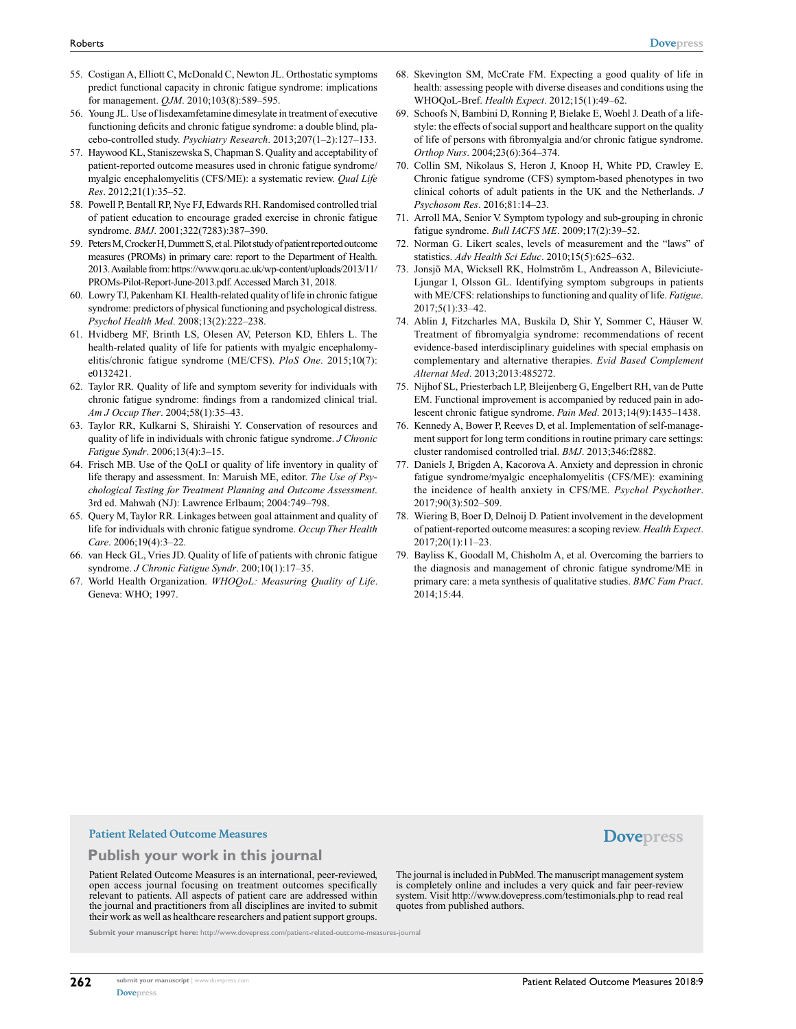55. Costigan A, Elliott C, McDonald C, Newton JL. Orthostatic symptoms predict functional capacity in chronic fatigue syndrome: implications for management. *QJM*. 2010;103(8):589–595.
56. Young JL. Use of lisdexamfetamine dimesylate in treatment of executive functioning deficits and chronic fatigue syndrome: a double blind, placebo-controlled study. *Psychiatry Research*. 2013;207(1–2):127–133.
57. Haywood KL, Staniszewska S, Chapman S. Quality and acceptability of patient-reported outcome measures used in chronic fatigue syndrome/myalgic encephalomyelitis (CFS/ME): a systematic review. *Qual Life Res*. 2012;21(1):35–52.
58. Powell P, Bentall RP, Nye FJ, Edwards RH. Randomised controlled trial of patient education to encourage graded exercise in chronic fatigue syndrome. *BMJ*. 2001;322(7283):387–390.
59. Peters M, Crocker H, Dummett S, et al. Pilot study of patient reported outcome measures (PROMs) in primary care: report to the Department of Health. 2013. Available from: https://www.qoru.ac.uk/wp-content/uploads/2013/11/PROMs-Pilot-Report-June-2013.pdf. Accessed March 31, 2018.
60. Lowry TJ, Pakenham KI. Health-related quality of life in chronic fatigue syndrome: predictors of physical functioning and psychological distress. *Psychol Health Med*. 2008;13(2):222–238.
61. Hvidberg MF, Brinth LS, Olesen AV, Peterson KD, Ehlers L. The health-related quality of life for patients with myalgic encephalomyelitis/chronic fatigue syndrome (ME/CFS). *PloS One*. 2015;10(7): e0132421.
62. Taylor RR. Quality of life and symptom severity for individuals with chronic fatigue syndrome: findings from a randomized clinical trial. *Am J Occup Ther*. 2004;58(1):35–43.
63. Taylor RR, Kulkarni S, Shiraishi Y. Conservation of resources and quality of life in individuals with chronic fatigue syndrome. *J Chronic Fatigue Syndr*. 2006;13(4):3–15.
64. Frisch MB. Use of the QoLI or quality of life inventory in quality of life therapy and assessment. In: Maruish ME, editor. *The Use of Psychological Testing for Treatment Planning and Outcome Assessment*. 3rd ed. Mahwah (NJ): Lawrence Erlbaum; 2004:749–798.
65. Query M, Taylor RR. Linkages between goal attainment and quality of life for individuals with chronic fatigue syndrome. *Occup Ther Health Care*. 2006;19(4):3–22.
66. van Heck GL, Vries JD. Quality of life of patients with chronic fatigue syndrome. *J Chronic Fatigue Syndr*. 200;10(1):17–35.
67. World Health Organization. *WHOQoL: Measuring Quality of Life*. Geneva: WHO; 1997.
68. Skevington SM, McCrate FM. Expecting a good quality of life in health: assessing people with diverse diseases and conditions using the WHOQoL-Bref. *Health Expect*. 2012;15(1):49–62.
69. Schoofs N, Bambini D, Ronning P, Bielake E, Woehl J. Death of a lifestyle: the effects of social support and healthcare support on the quality of life of persons with fibromyalgia and/or chronic fatigue syndrome. *Orthop Nurs*. 2004;23(6):364–374.
70. Collin SM, Nikolaus S, Heron J, Knoop H, White PD, Crawley E. Chronic fatigue syndrome (CFS) symptom-based phenotypes in two clinical cohorts of adult patients in the UK and the Netherlands. *J Psychosom Res*. 2016;81:14–23.
71. Arroll MA, Senior V. Symptom typology and sub-grouping in chronic fatigue syndrome. *Bull IACFS ME*. 2009;17(2):39–52.
72. Norman G. Likert scales, levels of measurement and the "laws" of statistics. *Adv Health Sci Educ*. 2010;15(5):625–632.
73. Jonsjö MA, Wicksell RK, Holmström L, Andreasson A, Bileviciute-Ljungar I, Olsson GL. Identifying symptom subgroups in patients with ME/CFS: relationships to functioning and quality of life. *Fatigue*. 2017;5(1):33–42.
74. Ablin J, Fitzcharles MA, Buskila D, Shir Y, Sommer C, Häuser W. Treatment of fibromyalgia syndrome: recommendations of recent evidence-based interdisciplinary guidelines with special emphasis on complementary and alternative therapies. *Evid Based Complement Alternat Med*. 2013;2013:485272.
75. Nijhof SL, Priesterbach LP, Bleijenberg G, Engelbert RH, van de Putte EM. Functional improvement is accompanied by reduced pain in adolescent chronic fatigue syndrome. *Pain Med*. 2013;14(9):1435–1438.
76. Kennedy A, Bower P, Reeves D, et al. Implementation of self-management support for long term conditions in routine primary care settings: cluster randomised controlled trial. *BMJ*. 2013;346:f2882.
77. Daniels J, Brigden A, Kacorova A. Anxiety and depression in chronic fatigue syndrome/myalgic encephalomyelitis (CFS/ME): examining the incidence of health anxiety in CFS/ME. *Psychol Psychother*. 2017;90(3):502–509.
78. Wiering B, Boer D, Delnoij D. Patient involvement in the development of patient-reported outcome measures: a scoping review. *Health Expect*. 2017;20(1):11–23.
79. Bayliss K, Goodall M, Chisholm A, et al. Overcoming the barriers to the diagnosis and management of chronic fatigue syndrome/ME in primary care: a meta synthesis of qualitative studies. *BMC Fam Pract*. 2014;15:44.

**Patient Related Outcome Measures**

## Publish your work in this journal

Patient Related Outcome Measures is an international, peer-reviewed, open access journal focusing on treatment outcomes specifically relevant to patients. All aspects of patient care are addressed within the journal and practitioners from all disciplines are invited to submit their work as well as healthcare researchers and patient support groups. The journal is included in PubMed. The manuscript management system is completely online and includes a very quick and fair peer-review system. Visit http://www.dovepress.com/testimonials.php to read real quotes from published authors.

**Submit your manuscript here:** http://www.dovepress.com/patient-related-outcome-measures-journal